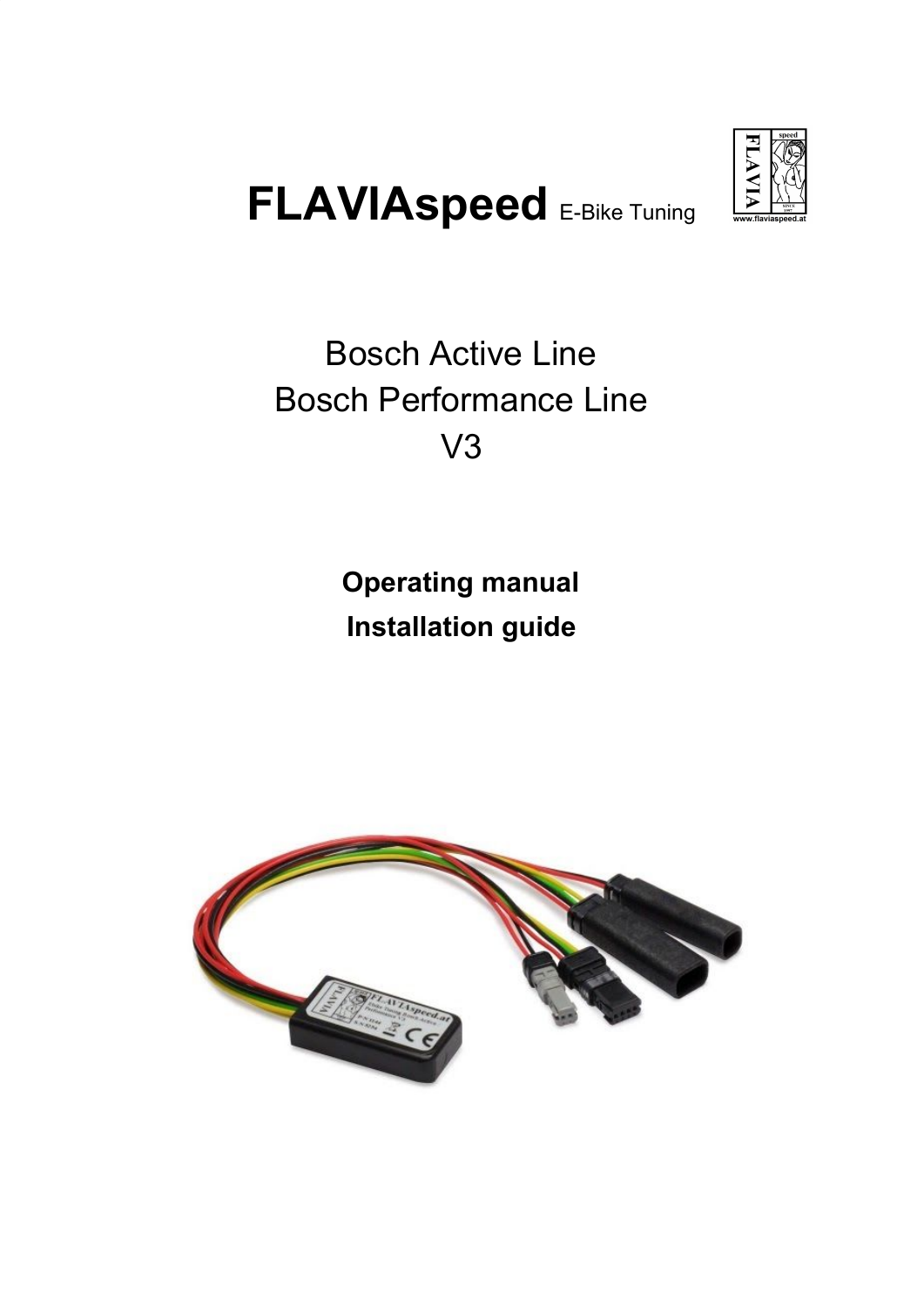# FLAVIAspeed E-Bike Tuning

Bosch Active Line
Bosch Performance Line
V3

**Operating manual**
**Installation guide**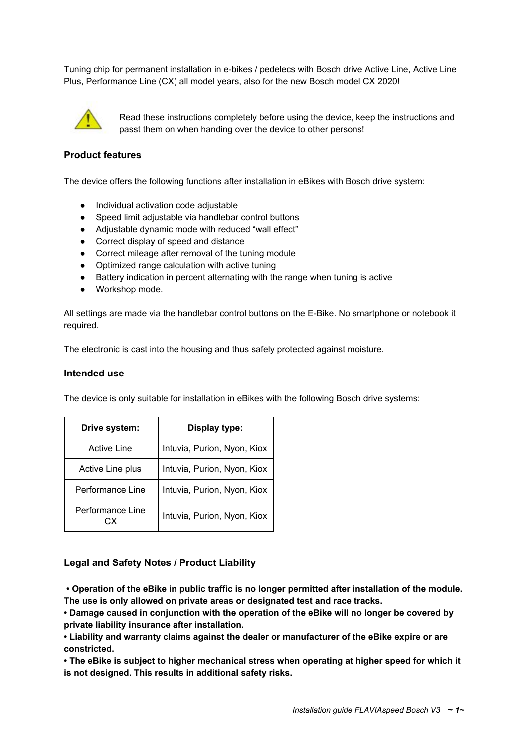Tuning chip for permanent installation in e-bikes / pedelecs with Bosch drive Active Line, Active Line Plus, Performance Line (CX) all model years, also for the new Bosch model CX 2020!

Read these instructions completely before using the device, keep the instructions and passt them on when handing over the device to other persons!

### Product features

The device offers the following functions after installation in eBikes with Bosch drive system:

- Individual activation code adjustable
- Speed limit adjustable via handlebar control buttons
- Adjustable dynamic mode with reduced “wall effect”
- Correct display of speed and distance
- Correct mileage after removal of the tuning module
- Optimized range calculation with active tuning
- Battery indication in percent alternating with the range when tuning is active
- Workshop mode.

All settings are made via the handlebar control buttons on the E-Bike. No smartphone or notebook it required.

The electronic is cast into the housing and thus safely protected against moisture.

### Intended use

The device is only suitable for installation in eBikes with the following Bosch drive systems:

| Drive system: | Display type: |
|---|---|
| Active Line | Intuvia, Purion, Nyon, Kiox |
| Active Line plus | Intuvia, Purion, Nyon, Kiox |
| Performance Line | Intuvia, Purion, Nyon, Kiox |
| Performance Line CX | Intuvia, Purion, Nyon, Kiox |

### Legal and Safety Notes / Product Liability

**• Operation of the eBike in public traffic is no longer permitted after installation of the module. The use is only allowed on private areas or designated test and race tracks.**
**• Damage caused in conjunction with the operation of the eBike will no longer be covered by private liability insurance after installation.**
**• Liability and warranty claims against the dealer or manufacturer of the eBike expire or are constricted.**
**• The eBike is subject to higher mechanical stress when operating at higher speed for which it is not designed. This results in additional safety risks.**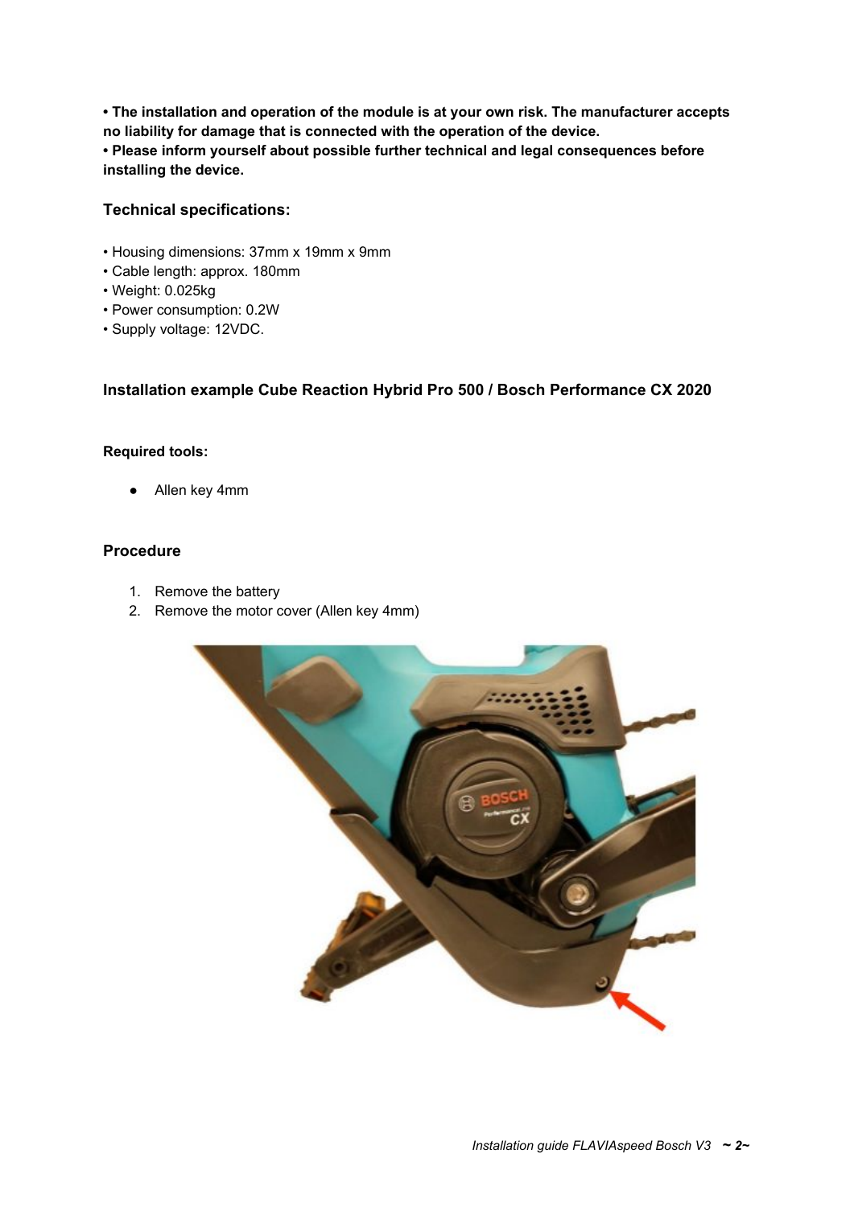**• The installation and operation of the module is at your own risk. The manufacturer accepts no liability for damage that is connected with the operation of the device.**
**• Please inform yourself about possible further technical and legal consequences before installing the device.**

### Technical specifications:

• Housing dimensions: 37mm x 19mm x 9mm
• Cable length: approx. 180mm
• Weight: 0.025kg
• Power consumption: 0.2W
• Supply voltage: 12VDC.

### Installation example Cube Reaction Hybrid Pro 500 / Bosch Performance CX 2020

**Required tools:**

- Allen key 4mm

### Procedure

1. Remove the battery
2. Remove the motor cover (Allen key 4mm)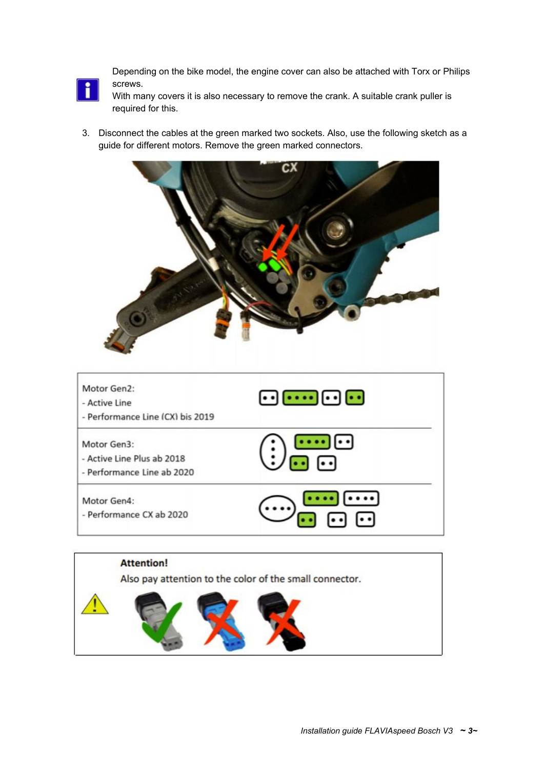Depending on the bike model, the engine cover can also be attached with Torx or Philips screws.
With many covers it is also necessary to remove the crank. A suitable crank puller is required for this.

3. Disconnect the cables at the green marked two sockets. Also, use the following sketch as a guide for different motors. Remove the green marked connectors.

| | |
|---|---|
| Motor Gen2:<br>- Active Line<br>- Performance Line (CX) bis 2019 | |
| Motor Gen3:<br>- Active Line Plus ab 2018<br>- Performance Line ab 2020 | |
| Motor Gen4:<br>- Performance CX ab 2020 | |

**Attention!**

Also pay attention to the color of the small connector.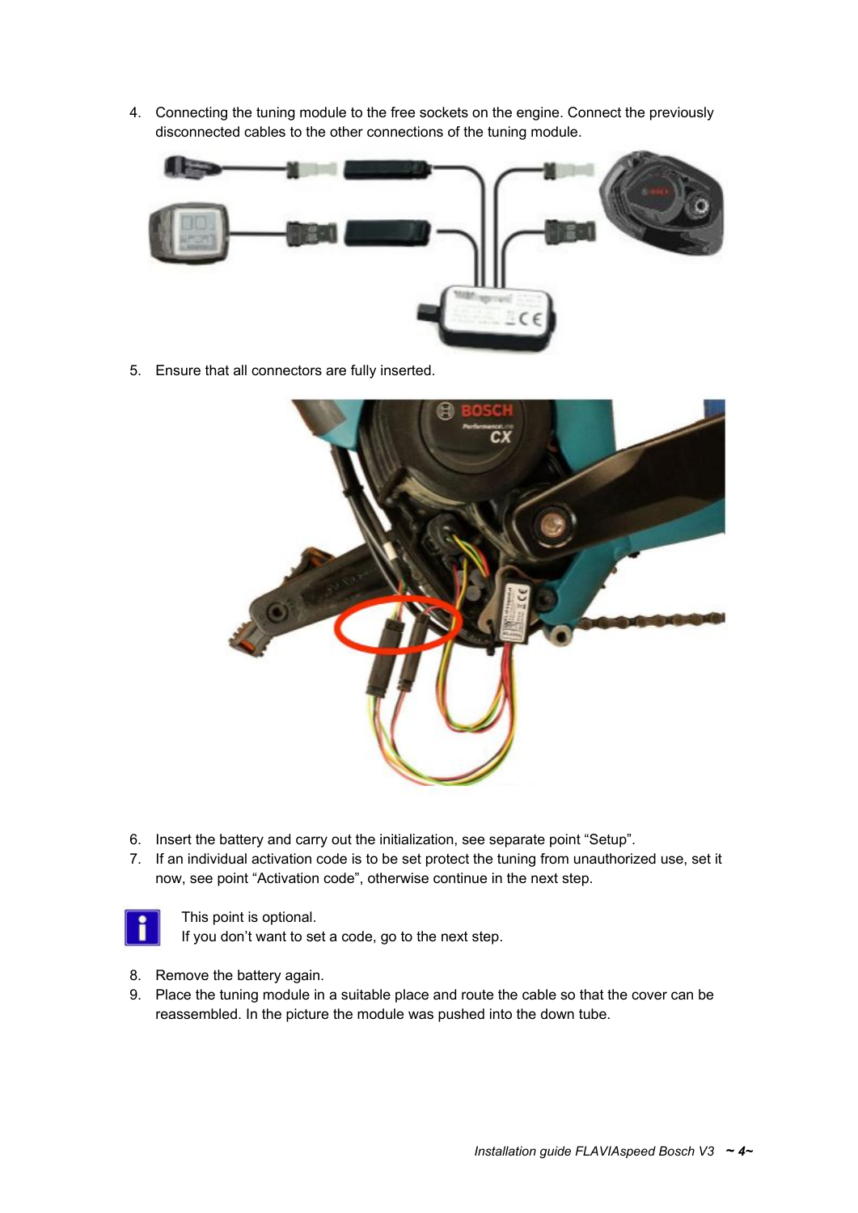4. Connecting the tuning module to the free sockets on the engine. Connect the previously disconnected cables to the other connections of the tuning module.

5. Ensure that all connectors are fully inserted.

6. Insert the battery and carry out the initialization, see separate point “Setup”.
7. If an individual activation code is to be set protect the tuning from unauthorized use, set it now, see point “Activation code”, otherwise continue in the next step.

This point is optional.
If you don’t want to set a code, go to the next step.

8. Remove the battery again.
9. Place the tuning module in a suitable place and route the cable so that the cover can be reassembled. In the picture the module was pushed into the down tube.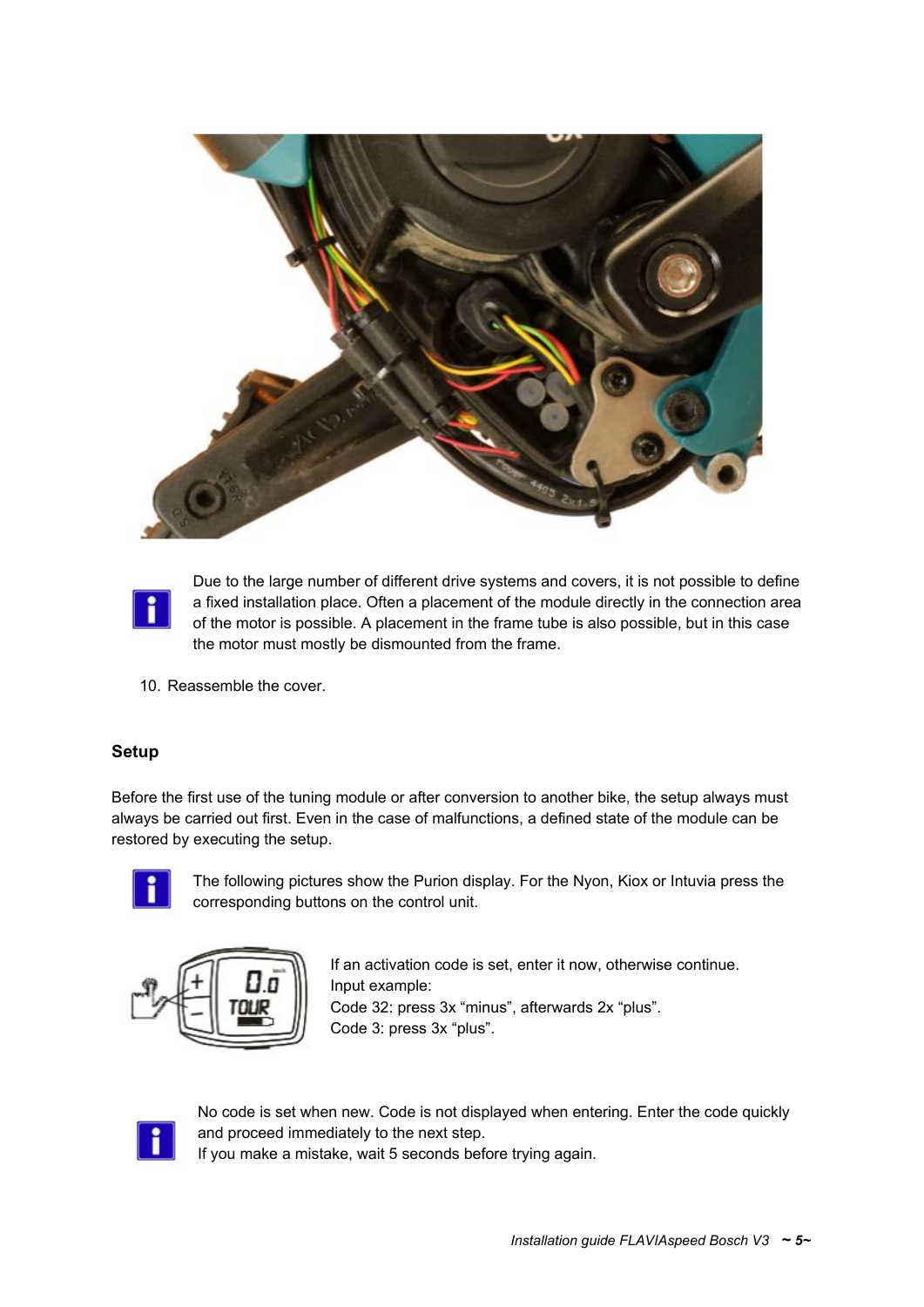Due to the large number of different drive systems and covers, it is not possible to define a fixed installation place. Often a placement of the module directly in the connection area of the motor is possible. A placement in the frame tube is also possible, but in this case the motor must mostly be dismounted from the frame.

10. Reassemble the cover.

## Setup

Before the first use of the tuning module or after conversion to another bike, the setup always must always be carried out first. Even in the case of malfunctions, a defined state of the module can be restored by executing the setup.

The following pictures show the Purion display. For the Nyon, Kiox or Intuvia press the corresponding buttons on the control unit.

If an activation code is set, enter it now, otherwise continue.
Input example:
Code 32: press 3x “minus”, afterwards 2x “plus”.
Code 3: press 3x “plus”.

No code is set when new. Code is not displayed when entering. Enter the code quickly and proceed immediately to the next step.
If you make a mistake, wait 5 seconds before trying again.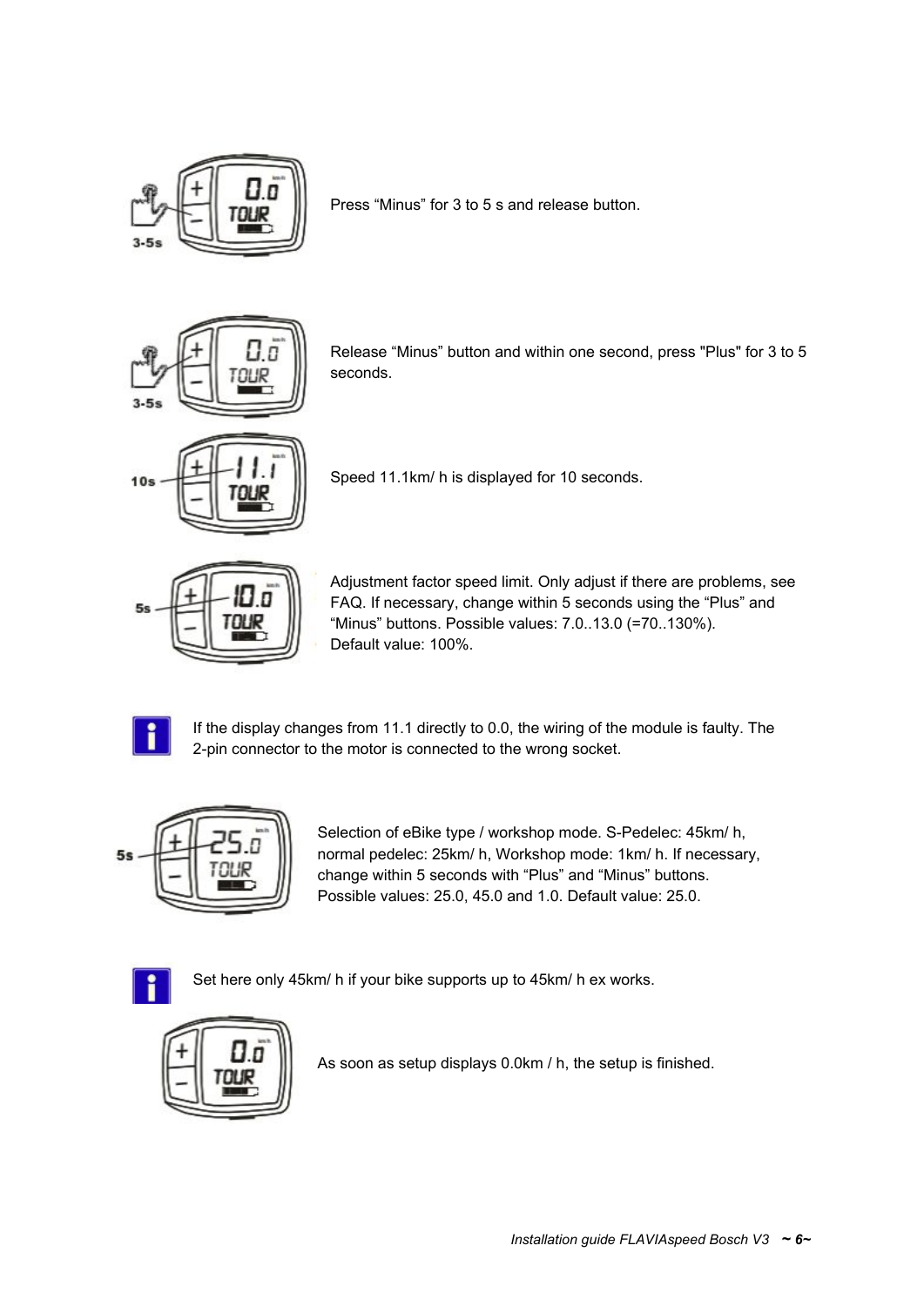Press “Minus” for 3 to 5 s and release button.

Release “Minus” button and within one second, press "Plus" for 3 to 5 seconds.

Speed 11.1km/ h is displayed for 10 seconds.

Adjustment factor speed limit. Only adjust if there are problems, see FAQ. If necessary, change within 5 seconds using the “Plus” and “Minus” buttons. Possible values: 7.0..13.0 (=70..130%).
Default value: 100%.

If the display changes from 11.1 directly to 0.0, the wiring of the module is faulty. The 2-pin connector to the motor is connected to the wrong socket.

Selection of eBike type / workshop mode. S-Pedelec: 45km/ h, normal pedelec: 25km/ h, Workshop mode: 1km/ h. If necessary, change within 5 seconds with “Plus” and “Minus” buttons. Possible values: 25.0, 45.0 and 1.0. Default value: 25.0.

Set here only 45km/ h if your bike supports up to 45km/ h ex works.

As soon as setup displays 0.0km / h, the setup is finished.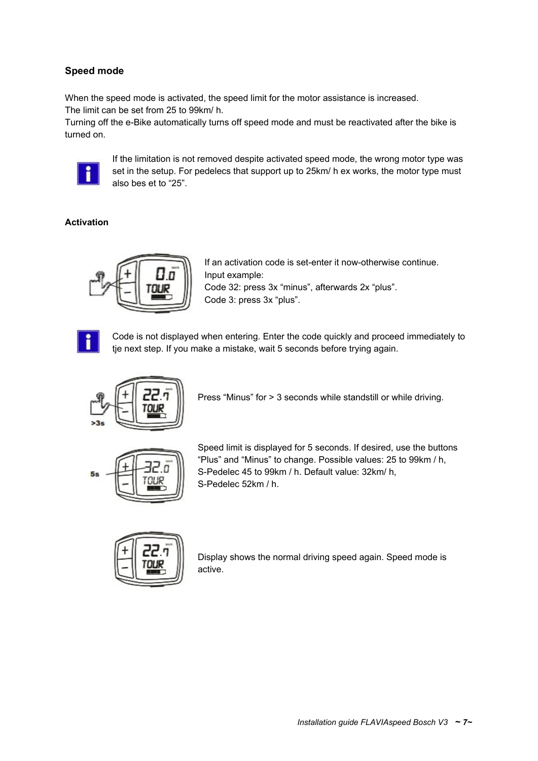## Speed mode

When the speed mode is activated, the speed limit for the motor assistance is increased.
The limit can be set from 25 to 99km/ h.
Turning off the e-Bike automatically turns off speed mode and must be reactivated after the bike is turned on.

If the limitation is not removed despite activated speed mode, the wrong motor type was set in the setup. For pedelecs that support up to 25km/ h ex works, the motor type must also bes et to “25”.

### Activation

If an activation code is set-enter it now-otherwise continue.
Input example:
Code 32: press 3x “minus”, afterwards 2x “plus”.
Code 3: press 3x “plus”.

Code is not displayed when entering. Enter the code quickly and proceed immediately to tje next step. If you make a mistake, wait 5 seconds before trying again.

Press “Minus” for > 3 seconds while standstill or while driving.

Speed limit is displayed for 5 seconds. If desired, use the buttons “Plus” and “Minus” to change. Possible values: 25 to 99km / h, S-Pedelec 45 to 99km / h. Default value: 32km/ h, S-Pedelec 52km / h.

Display shows the normal driving speed again. Speed mode is active.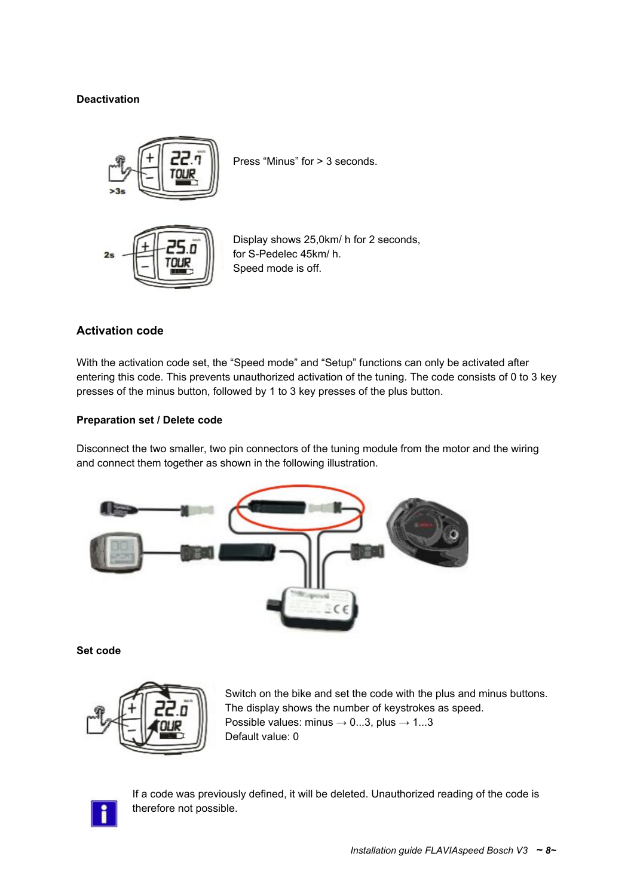**Deactivation**

Press “Minus” for > 3 seconds.

Display shows 25,0km/ h for 2 seconds,
for S-Pedelec 45km/ h.
Speed mode is off.

## Activation code

With the activation code set, the “Speed mode” and “Setup” functions can only be activated after entering this code. This prevents unauthorized activation of the tuning. The code consists of 0 to 3 key presses of the minus button, followed by 1 to 3 key presses of the plus button.

**Preparation set / Delete code**

Disconnect the two smaller, two pin connectors of the tuning module from the motor and the wiring and connect them together as shown in the following illustration.

**Set code**

Switch on the bike and set the code with the plus and minus buttons.
The display shows the number of keystrokes as speed.
Possible values: minus → 0...3, plus → 1...3
Default value: 0

If a code was previously defined, it will be deleted. Unauthorized reading of the code is therefore not possible.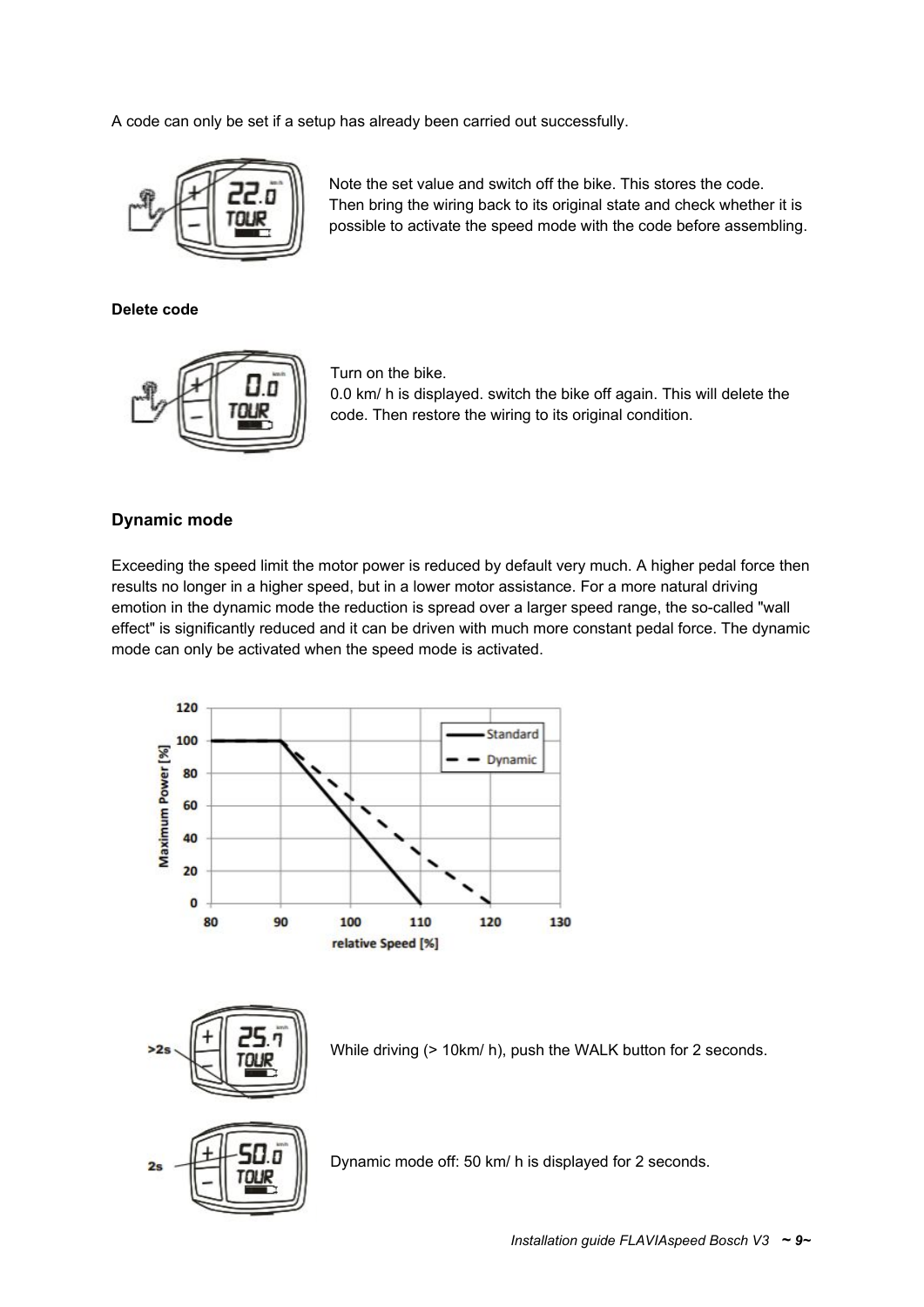A code can only be set if a setup has already been carried out successfully.

Note the set value and switch off the bike. This stores the code. Then bring the wiring back to its original state and check whether it is possible to activate the speed mode with the code before assembling.

**Delete code**

Turn on the bike.
0.0 km/ h is displayed. switch the bike off again. This will delete the code. Then restore the wiring to its original condition.

### Dynamic mode

Exceeding the speed limit the motor power is reduced by default very much. A higher pedal force then results no longer in a higher speed, but in a lower motor assistance. For a more natural driving emotion in the dynamic mode the reduction is spread over a larger speed range, the so-called "wall effect" is significantly reduced and it can be driven with much more constant pedal force. The dynamic mode can only be activated when the speed mode is activated.

While driving (> 10km/ h), push the WALK button for 2 seconds.

Dynamic mode off: 50 km/ h is displayed for 2 seconds.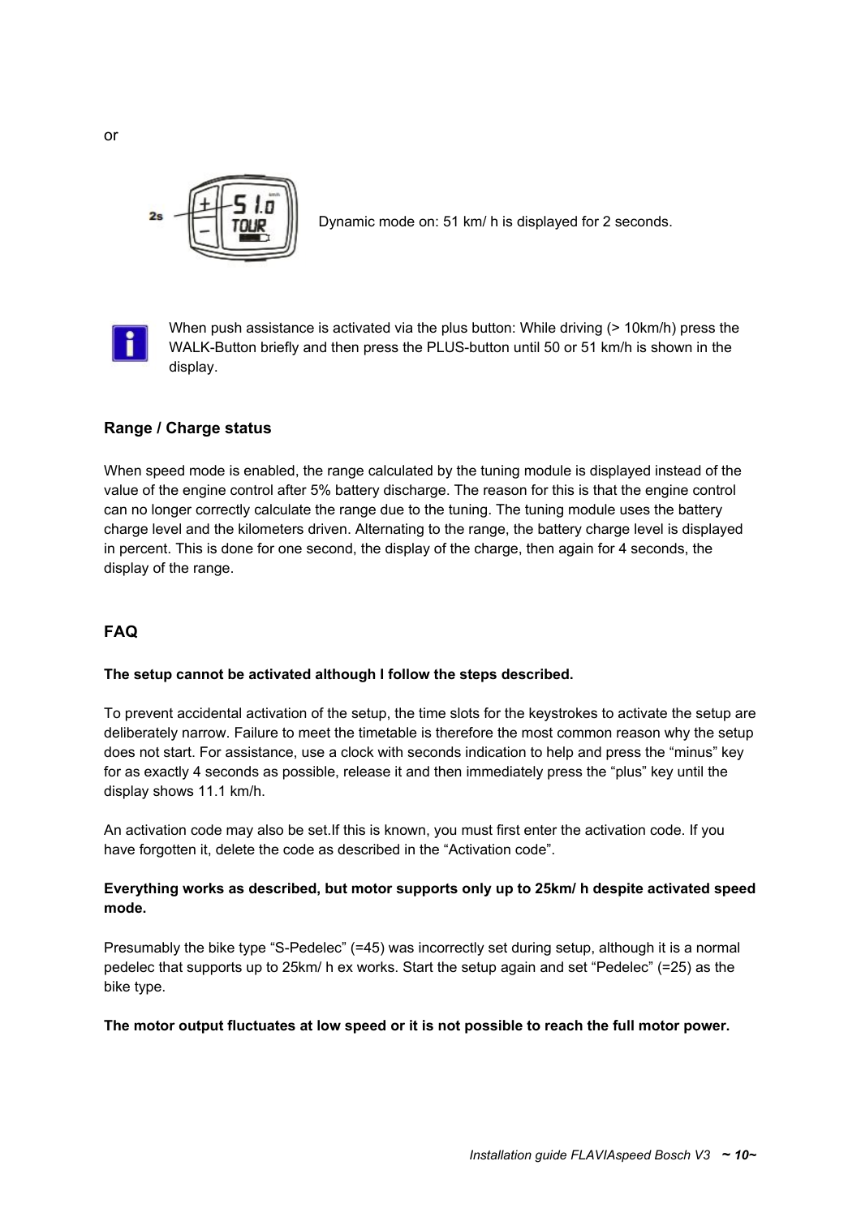or

Dynamic mode on: 51 km/ h is displayed for 2 seconds.

When push assistance is activated via the plus button: While driving (> 10km/h) press the WALK-Button briefly and then press the PLUS-button until 50 or 51 km/h is shown in the display.

### Range / Charge status

When speed mode is enabled, the range calculated by the tuning module is displayed instead of the value of the engine control after 5% battery discharge. The reason for this is that the engine control can no longer correctly calculate the range due to the tuning. The tuning module uses the battery charge level and the kilometers driven. Alternating to the range, the battery charge level is displayed in percent. This is done for one second, the display of the charge, then again for 4 seconds, the display of the range.

### FAQ

**The setup cannot be activated although I follow the steps described.**

To prevent accidental activation of the setup, the time slots for the keystrokes to activate the setup are deliberately narrow. Failure to meet the timetable is therefore the most common reason why the setup does not start. For assistance, use a clock with seconds indication to help and press the “minus” key for as exactly 4 seconds as possible, release it and then immediately press the “plus” key until the display shows 11.1 km/h.

An activation code may also be set.If this is known, you must first enter the activation code. If you have forgotten it, delete the code as described in the “Activation code”.

**Everything works as described, but motor supports only up to 25km/ h despite activated speed mode.**

Presumably the bike type “S-Pedelec” (=45) was incorrectly set during setup, although it is a normal pedelec that supports up to 25km/ h ex works. Start the setup again and set “Pedelec” (=25) as the bike type.

**The motor output fluctuates at low speed or it is not possible to reach the full motor power.**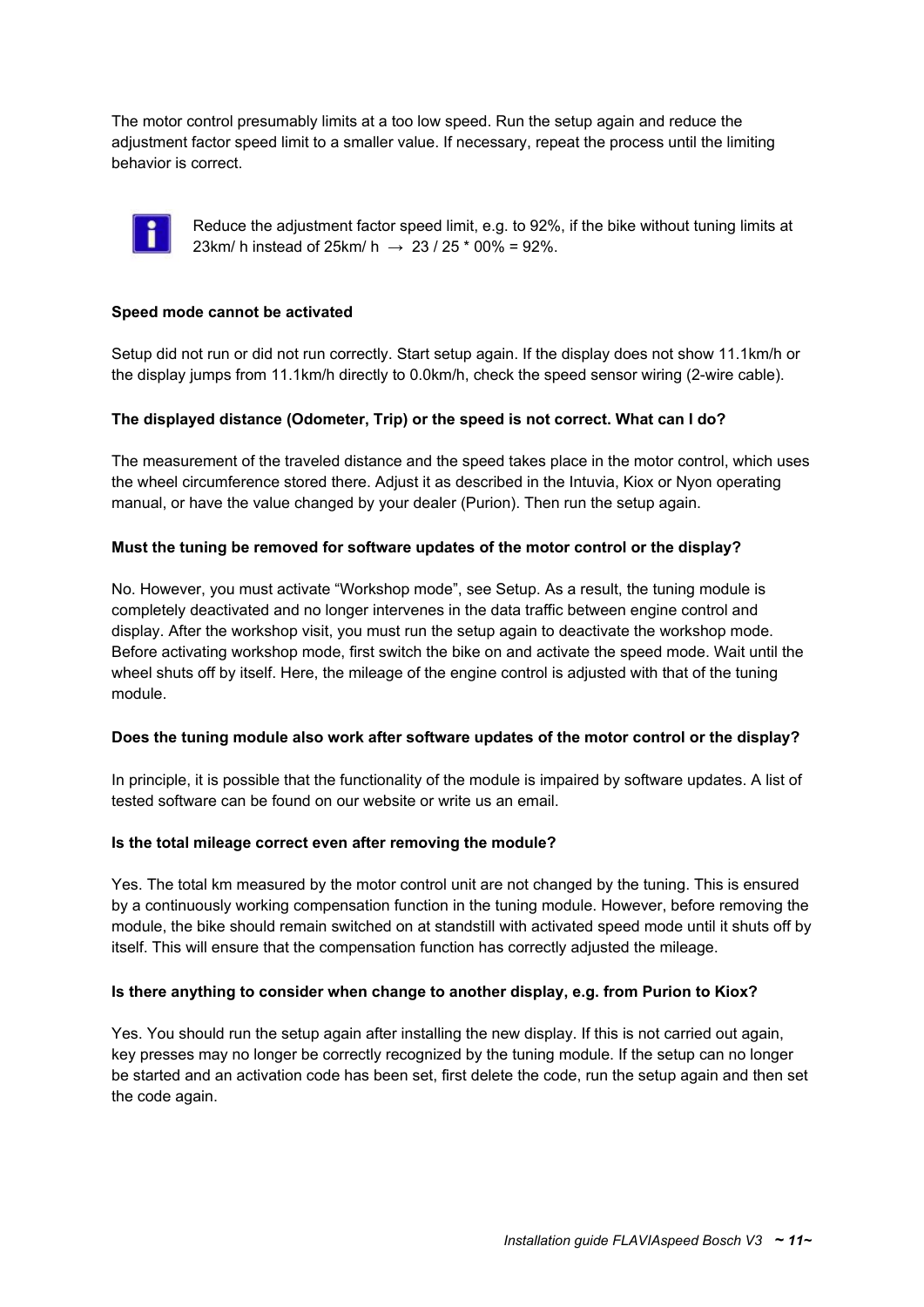The motor control presumably limits at a too low speed. Run the setup again and reduce the adjustment factor speed limit to a smaller value. If necessary, repeat the process until the limiting behavior is correct.

Reduce the adjustment factor speed limit, e.g. to 92%, if the bike without tuning limits at 23km/ h instead of 25km/ h → 23 / 25 * 00% = 92%.

**Speed mode cannot be activated**

Setup did not run or did not run correctly. Start setup again. If the display does not show 11.1km/h or the display jumps from 11.1km/h directly to 0.0km/h, check the speed sensor wiring (2-wire cable).

**The displayed distance (Odometer, Trip) or the speed is not correct. What can I do?**

The measurement of the traveled distance and the speed takes place in the motor control, which uses the wheel circumference stored there. Adjust it as described in the Intuvia, Kiox or Nyon operating manual, or have the value changed by your dealer (Purion). Then run the setup again.

**Must the tuning be removed for software updates of the motor control or the display?**

No. However, you must activate “Workshop mode”, see Setup. As a result, the tuning module is completely deactivated and no longer intervenes in the data traffic between engine control and display. After the workshop visit, you must run the setup again to deactivate the workshop mode. Before activating workshop mode, first switch the bike on and activate the speed mode. Wait until the wheel shuts off by itself. Here, the mileage of the engine control is adjusted with that of the tuning module.

**Does the tuning module also work after software updates of the motor control or the display?**

In principle, it is possible that the functionality of the module is impaired by software updates. A list of tested software can be found on our website or write us an email.

**Is the total mileage correct even after removing the module?**

Yes. The total km measured by the motor control unit are not changed by the tuning. This is ensured by a continuously working compensation function in the tuning module. However, before removing the module, the bike should remain switched on at standstill with activated speed mode until it shuts off by itself. This will ensure that the compensation function has correctly adjusted the mileage.

**Is there anything to consider when change to another display, e.g. from Purion to Kiox?**

Yes. You should run the setup again after installing the new display. If this is not carried out again, key presses may no longer be correctly recognized by the tuning module. If the setup can no longer be started and an activation code has been set, first delete the code, run the setup again and then set the code again.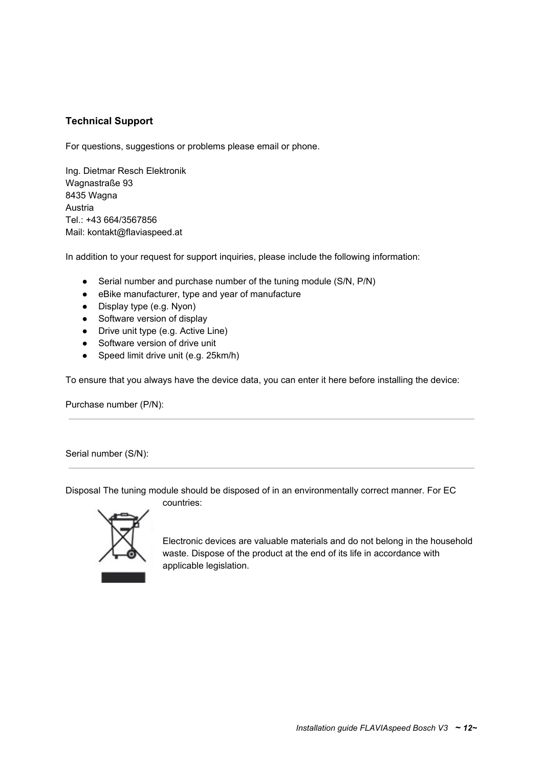### Technical Support

For questions, suggestions or problems please email or phone.

Ing. Dietmar Resch Elektronik
Wagnastraße 93
8435 Wagna
Austria
Tel.: +43 664/3567856
Mail: kontakt@flaviaspeed.at

In addition to your request for support inquiries, please include the following information:

- Serial number and purchase number of the tuning module (S/N, P/N)
- eBike manufacturer, type and year of manufacture
- Display type (e.g. Nyon)
- Software version of display
- Drive unit type (e.g. Active Line)
- Software version of drive unit
- Speed limit drive unit (e.g. 25km/h)

To ensure that you always have the device data, you can enter it here before installing the device:

Purchase number (P/N):

---

Serial number (S/N):

---

Disposal The tuning module should be disposed of in an environmentally correct manner. For EC countries:

Electronic devices are valuable materials and do not belong in the household waste. Dispose of the product at the end of its life in accordance with applicable legislation.